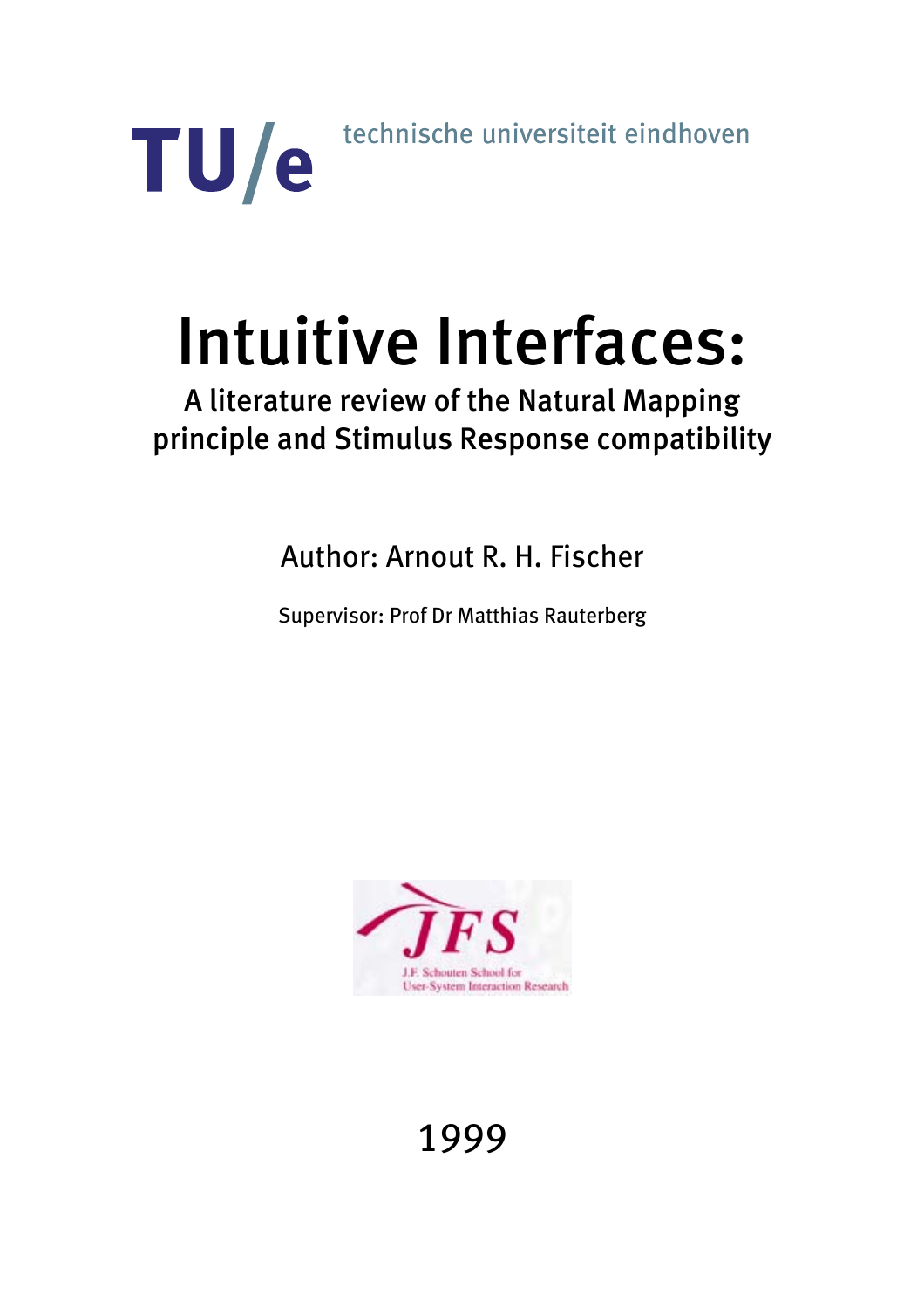TU/e technische universiteit eindhoven

# Intuitive Interfaces:

## A literature review of the Natural Mapping principle and Stimulus Response compatibility

Author: Arnout R. H. Fischer

Supervisor: Prof Dr Matthias Rauterberg

JFS

J.F. Schouten School for User-System Interaction Research

1999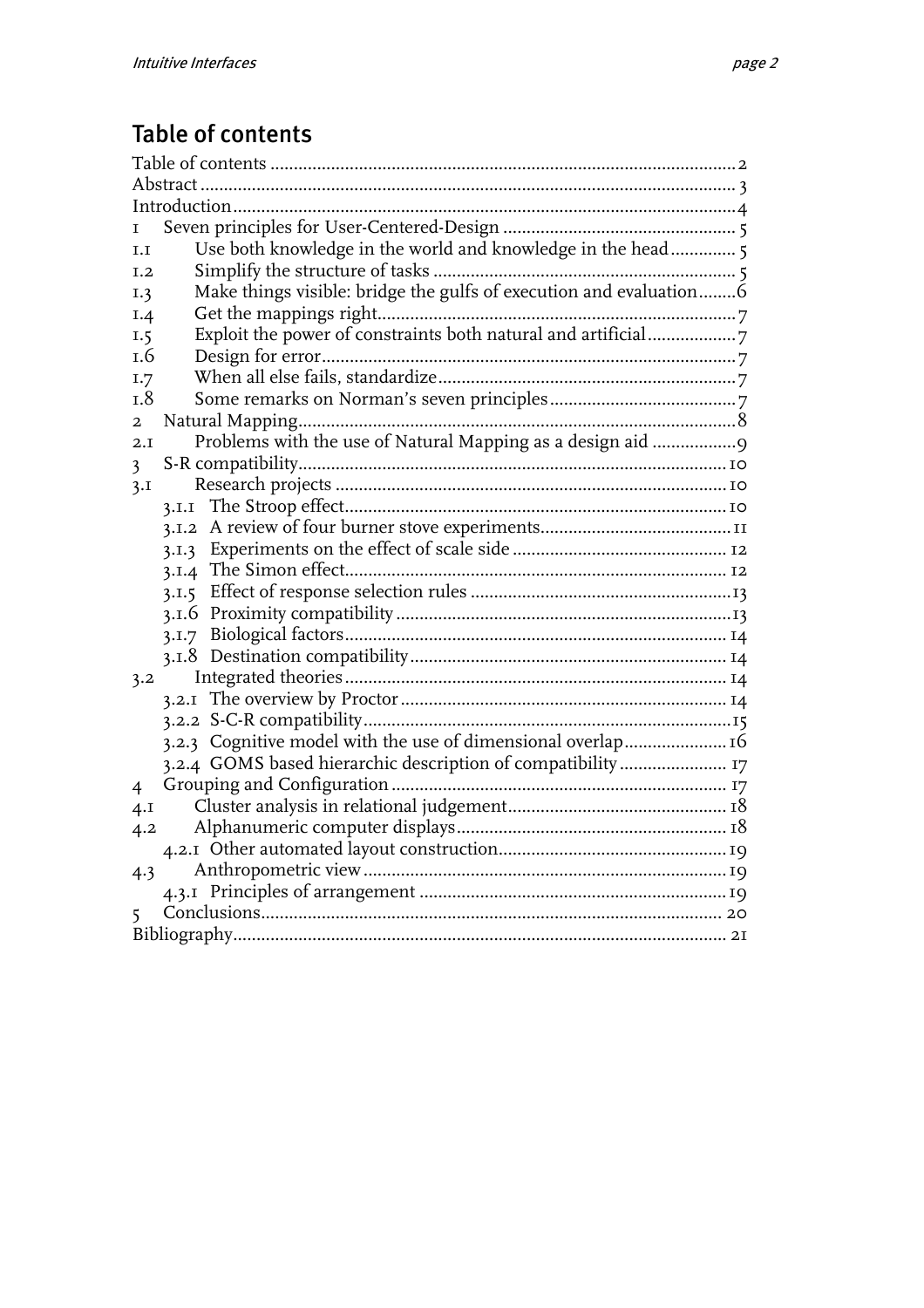## Table of contents

Table of contents ........ 2
Abstract ........ 3
Introduction ........ 4
1 Seven principles for User-Centered-Design ........ 5
1.1 Use both knowledge in the world and knowledge in the head ........ 5
1.2 Simplify the structure of tasks ........ 5
1.3 Make things visible: bridge the gulfs of execution and evaluation ........ 6
1.4 Get the mappings right ........ 7
1.5 Exploit the power of constraints both natural and artificial ........ 7
1.6 Design for error ........ 7
1.7 When all else fails, standardize ........ 7
1.8 Some remarks on Norman's seven principles ........ 7
2 Natural Mapping ........ 8
2.1 Problems with the use of Natural Mapping as a design aid ........ 9
3 S-R compatibility ........ 10
3.1 Research projects ........ 10
 3.1.1 The Stroop effect ........ 10
 3.1.2 A review of four burner stove experiments ........ 11
 3.1.3 Experiments on the effect of scale side ........ 12
 3.1.4 The Simon effect ........ 12
 3.1.5 Effect of response selection rules ........ 13
 3.1.6 Proximity compatibility ........ 13
 3.1.7 Biological factors ........ 14
 3.1.8 Destination compatibility ........ 14
3.2 Integrated theories ........ 14
 3.2.1 The overview by Proctor ........ 14
 3.2.2 S-C-R compatibility ........ 15
 3.2.3 Cognitive model with the use of dimensional overlap ........ 16
 3.2.4 GOMS based hierarchic description of compatibility ........ 17
4 Grouping and Configuration ........ 17
4.1 Cluster analysis in relational judgement ........ 18
4.2 Alphanumeric computer displays ........ 18
 4.2.1 Other automated layout construction ........ 19
4.3 Anthropometric view ........ 19
 4.3.1 Principles of arrangement ........ 19
5 Conclusions ........ 20
Bibliography ........ 21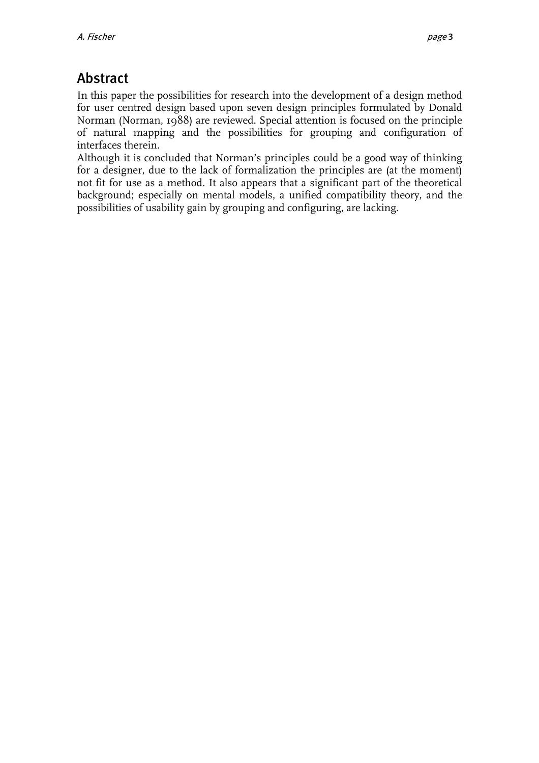## Abstract

In this paper the possibilities for research into the development of a design method for user centred design based upon seven design principles formulated by Donald Norman (Norman, 1988) are reviewed. Special attention is focused on the principle of natural mapping and the possibilities for grouping and configuration of interfaces therein.

Although it is concluded that Norman's principles could be a good way of thinking for a designer, due to the lack of formalization the principles are (at the moment) not fit for use as a method. It also appears that a significant part of the theoretical background; especially on mental models, a unified compatibility theory, and the possibilities of usability gain by grouping and configuring, are lacking.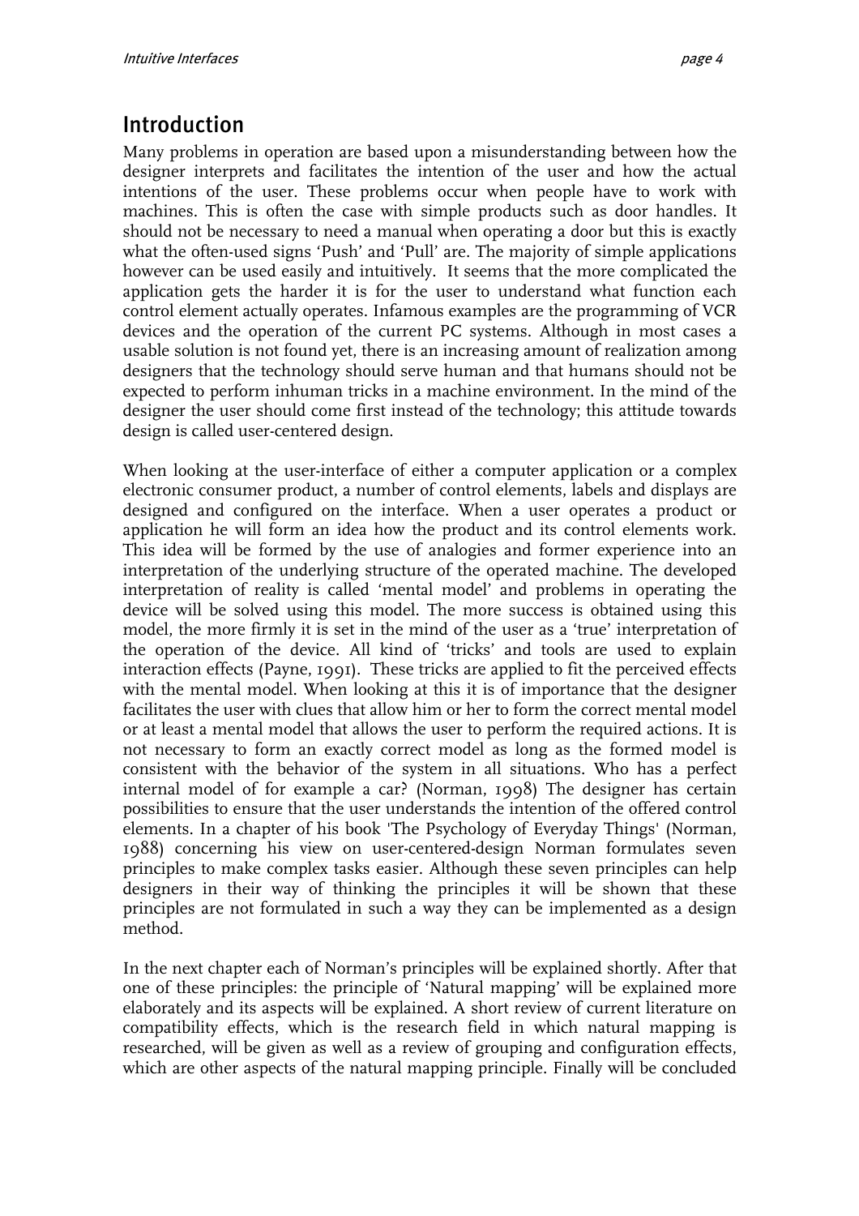## Introduction

Many problems in operation are based upon a misunderstanding between how the designer interprets and facilitates the intention of the user and how the actual intentions of the user. These problems occur when people have to work with machines. This is often the case with simple products such as door handles. It should not be necessary to need a manual when operating a door but this is exactly what the often-used signs 'Push' and 'Pull' are. The majority of simple applications however can be used easily and intuitively. It seems that the more complicated the application gets the harder it is for the user to understand what function each control element actually operates. Infamous examples are the programming of VCR devices and the operation of the current PC systems. Although in most cases a usable solution is not found yet, there is an increasing amount of realization among designers that the technology should serve human and that humans should not be expected to perform inhuman tricks in a machine environment. In the mind of the designer the user should come first instead of the technology; this attitude towards design is called user-centered design.

When looking at the user-interface of either a computer application or a complex electronic consumer product, a number of control elements, labels and displays are designed and configured on the interface. When a user operates a product or application he will form an idea how the product and its control elements work. This idea will be formed by the use of analogies and former experience into an interpretation of the underlying structure of the operated machine. The developed interpretation of reality is called 'mental model' and problems in operating the device will be solved using this model. The more success is obtained using this model, the more firmly it is set in the mind of the user as a 'true' interpretation of the operation of the device. All kind of 'tricks' and tools are used to explain interaction effects (Payne, 1991). These tricks are applied to fit the perceived effects with the mental model. When looking at this it is of importance that the designer facilitates the user with clues that allow him or her to form the correct mental model or at least a mental model that allows the user to perform the required actions. It is not necessary to form an exactly correct model as long as the formed model is consistent with the behavior of the system in all situations. Who has a perfect internal model of for example a car? (Norman, 1998) The designer has certain possibilities to ensure that the user understands the intention of the offered control elements. In a chapter of his book 'The Psychology of Everyday Things' (Norman, 1988) concerning his view on user-centered-design Norman formulates seven principles to make complex tasks easier. Although these seven principles can help designers in their way of thinking the principles it will be shown that these principles are not formulated in such a way they can be implemented as a design method.

In the next chapter each of Norman's principles will be explained shortly. After that one of these principles: the principle of 'Natural mapping' will be explained more elaborately and its aspects will be explained. A short review of current literature on compatibility effects, which is the research field in which natural mapping is researched, will be given as well as a review of grouping and configuration effects, which are other aspects of the natural mapping principle. Finally will be concluded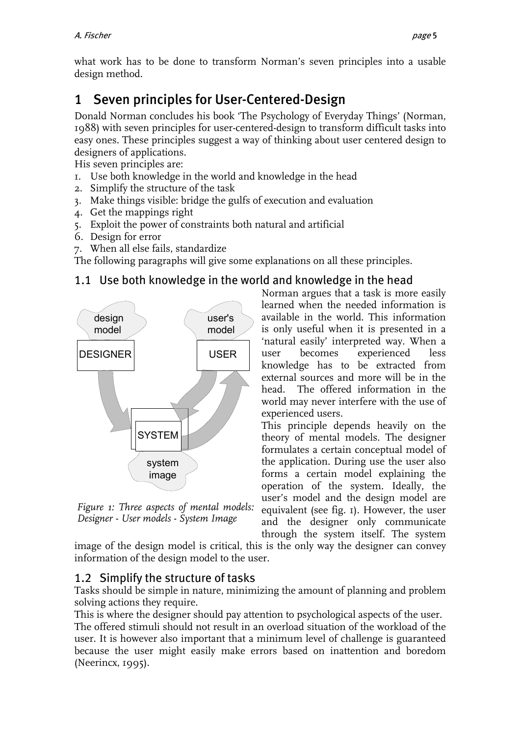what work has to be done to transform Norman's seven principles into a usable design method.

# 1 Seven principles for User-Centered-Design

Donald Norman concludes his book 'The Psychology of Everyday Things' (Norman, 1988) with seven principles for user-centered-design to transform difficult tasks into easy ones. These principles suggest a way of thinking about user centered design to designers of applications.

His seven principles are:

1. Use both knowledge in the world and knowledge in the head
2. Simplify the structure of the task
3. Make things visible: bridge the gulfs of execution and evaluation
4. Get the mappings right
5. Exploit the power of constraints both natural and artificial
6. Design for error
7. When all else fails, standardize

The following paragraphs will give some explanations on all these principles.

## 1.1 Use both knowledge in the world and knowledge in the head

*Figure 1: Three aspects of mental models: Designer - User models - System Image*

Norman argues that a task is more easily learned when the needed information is available in the world. This information is only useful when it is presented in a 'natural easily' interpreted way. When a user becomes experienced less knowledge has to be extracted from external sources and more will be in the head. The offered information in the world may never interfere with the use of experienced users.

This principle depends heavily on the theory of mental models. The designer formulates a certain conceptual model of the application. During use the user also forms a certain model explaining the operation of the system. Ideally, the user's model and the design model are equivalent (see fig. 1). However, the user and the designer only communicate through the system itself. The system image of the design model is critical, this is the only way the designer can convey information of the design model to the user.

## 1.2 Simplify the structure of tasks

Tasks should be simple in nature, minimizing the amount of planning and problem solving actions they require.

This is where the designer should pay attention to psychological aspects of the user. The offered stimuli should not result in an overload situation of the workload of the user. It is however also important that a minimum level of challenge is guaranteed because the user might easily make errors based on inattention and boredom (Neerincx, 1995).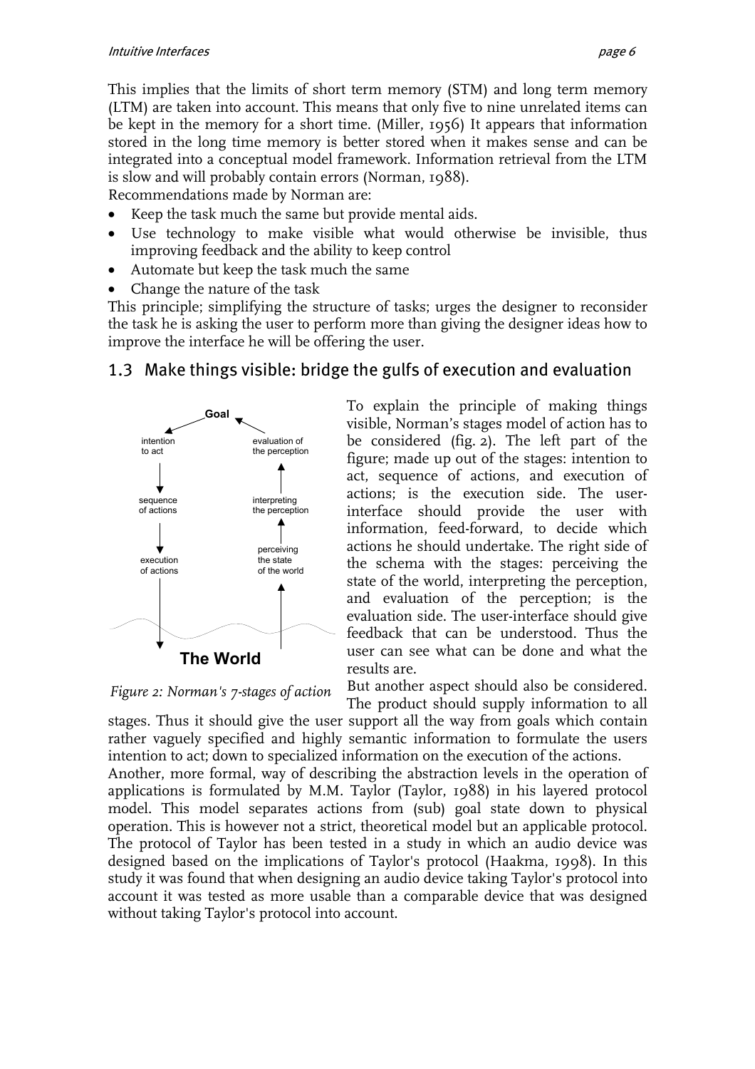This implies that the limits of short term memory (STM) and long term memory (LTM) are taken into account. This means that only five to nine unrelated items can be kept in the memory for a short time. (Miller, 1956) It appears that information stored in the long time memory is better stored when it makes sense and can be integrated into a conceptual model framework. Information retrieval from the LTM is slow and will probably contain errors (Norman, 1988).

Recommendations made by Norman are:

- Keep the task much the same but provide mental aids.
- Use technology to make visible what would otherwise be invisible, thus improving feedback and the ability to keep control
- Automate but keep the task much the same
- Change the nature of the task

This principle; simplifying the structure of tasks; urges the designer to reconsider the task he is asking the user to perform more than giving the designer ideas how to improve the interface he will be offering the user.

## 1.3 Make things visible: bridge the gulfs of execution and evaluation

Goal

intention to act — sequence of actions — execution of actions

evaluation of the perception — interpreting the perception — perceiving the state of the world

The World

*Figure 2: Norman's 7-stages of action*

To explain the principle of making things visible, Norman's stages model of action has to be considered (fig. 2). The left part of the figure; made up out of the stages: intention to act, sequence of actions, and execution of actions; is the execution side. The user-interface should provide the user with information, feed-forward, to decide which actions he should undertake. The right side of the schema with the stages: perceiving the state of the world, interpreting the perception, and evaluation of the perception; is the evaluation side. The user-interface should give feedback that can be understood. Thus the user can see what can be done and what the results are.

But another aspect should also be considered. The product should supply information to all stages. Thus it should give the user support all the way from goals which contain rather vaguely specified and highly semantic information to formulate the users intention to act; down to specialized information on the execution of the actions.

Another, more formal, way of describing the abstraction levels in the operation of applications is formulated by M.M. Taylor (Taylor, 1988) in his layered protocol model. This model separates actions from (sub) goal state down to physical operation. This is however not a strict, theoretical model but an applicable protocol. The protocol of Taylor has been tested in a study in which an audio device was designed based on the implications of Taylor's protocol (Haakma, 1998). In this study it was found that when designing an audio device taking Taylor's protocol into account it was tested as more usable than a comparable device that was designed without taking Taylor's protocol into account.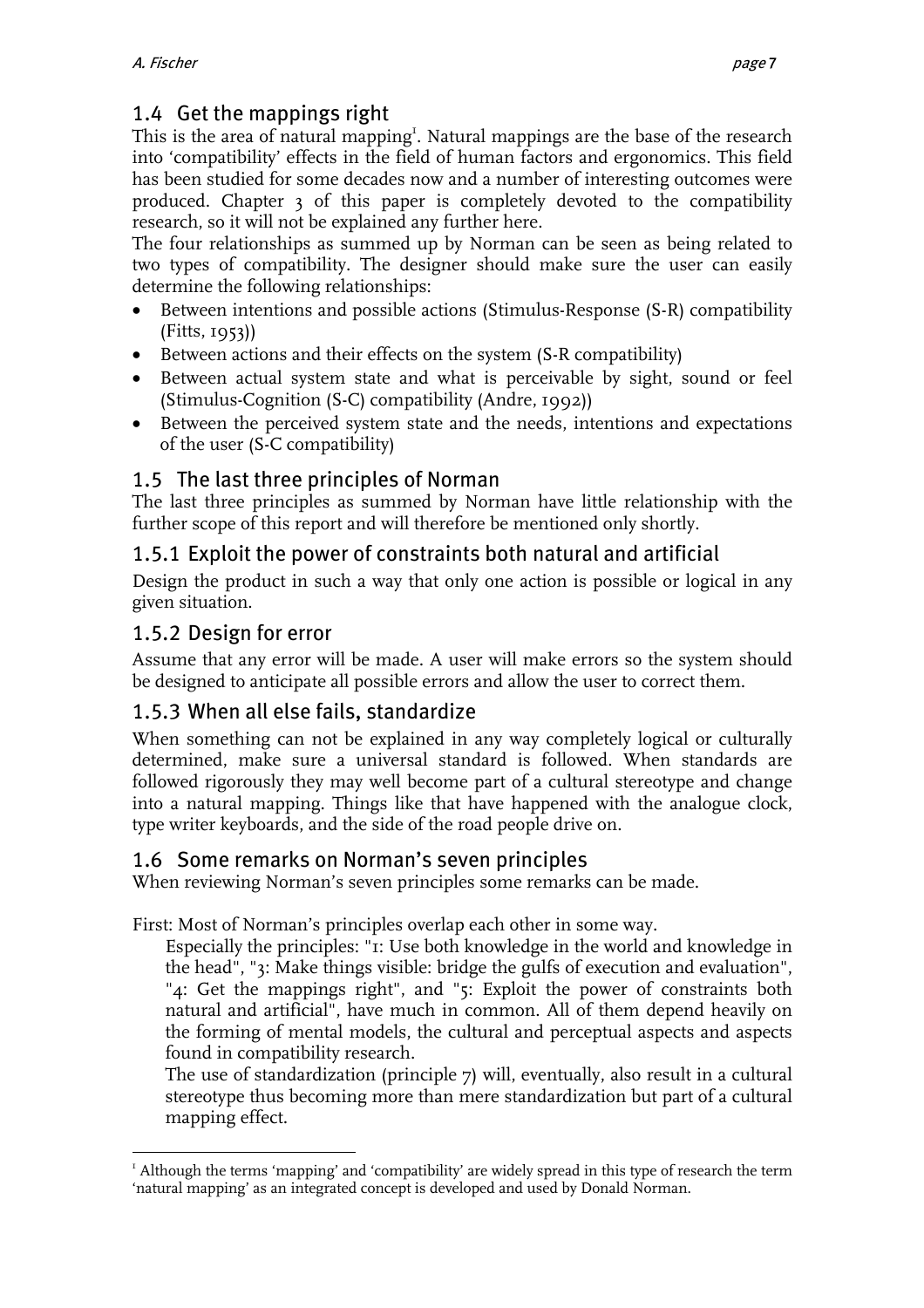## 1.4 Get the mappings right

This is the area of natural mapping[1]. Natural mappings are the base of the research into 'compatibility' effects in the field of human factors and ergonomics. This field has been studied for some decades now and a number of interesting outcomes were produced. Chapter 3 of this paper is completely devoted to the compatibility research, so it will not be explained any further here.

The four relationships as summed up by Norman can be seen as being related to two types of compatibility. The designer should make sure the user can easily determine the following relationships:

- Between intentions and possible actions (Stimulus-Response (S-R) compatibility (Fitts, 1953))
- Between actions and their effects on the system (S-R compatibility)
- Between actual system state and what is perceivable by sight, sound or feel (Stimulus-Cognition (S-C) compatibility (Andre, 1992))
- Between the perceived system state and the needs, intentions and expectations of the user (S-C compatibility)

## 1.5 The last three principles of Norman

The last three principles as summed by Norman have little relationship with the further scope of this report and will therefore be mentioned only shortly.

### 1.5.1 Exploit the power of constraints both natural and artificial

Design the product in such a way that only one action is possible or logical in any given situation.

### 1.5.2 Design for error

Assume that any error will be made. A user will make errors so the system should be designed to anticipate all possible errors and allow the user to correct them.

### 1.5.3 When all else fails, standardize

When something can not be explained in any way completely logical or culturally determined, make sure a universal standard is followed. When standards are followed rigorously they may well become part of a cultural stereotype and change into a natural mapping. Things like that have happened with the analogue clock, type writer keyboards, and the side of the road people drive on.

## 1.6 Some remarks on Norman's seven principles

When reviewing Norman's seven principles some remarks can be made.

First: Most of Norman's principles overlap each other in some way.

> Especially the principles: "1: Use both knowledge in the world and knowledge in the head", "3: Make things visible: bridge the gulfs of execution and evaluation", "4: Get the mappings right", and "5: Exploit the power of constraints both natural and artificial", have much in common. All of them depend heavily on the forming of mental models, the cultural and perceptual aspects and aspects found in compatibility research.
>
> The use of standardization (principle 7) will, eventually, also result in a cultural stereotype thus becoming more than mere standardization but part of a cultural mapping effect.

---

[1] Although the terms 'mapping' and 'compatibility' are widely spread in this type of research the term 'natural mapping' as an integrated concept is developed and used by Donald Norman.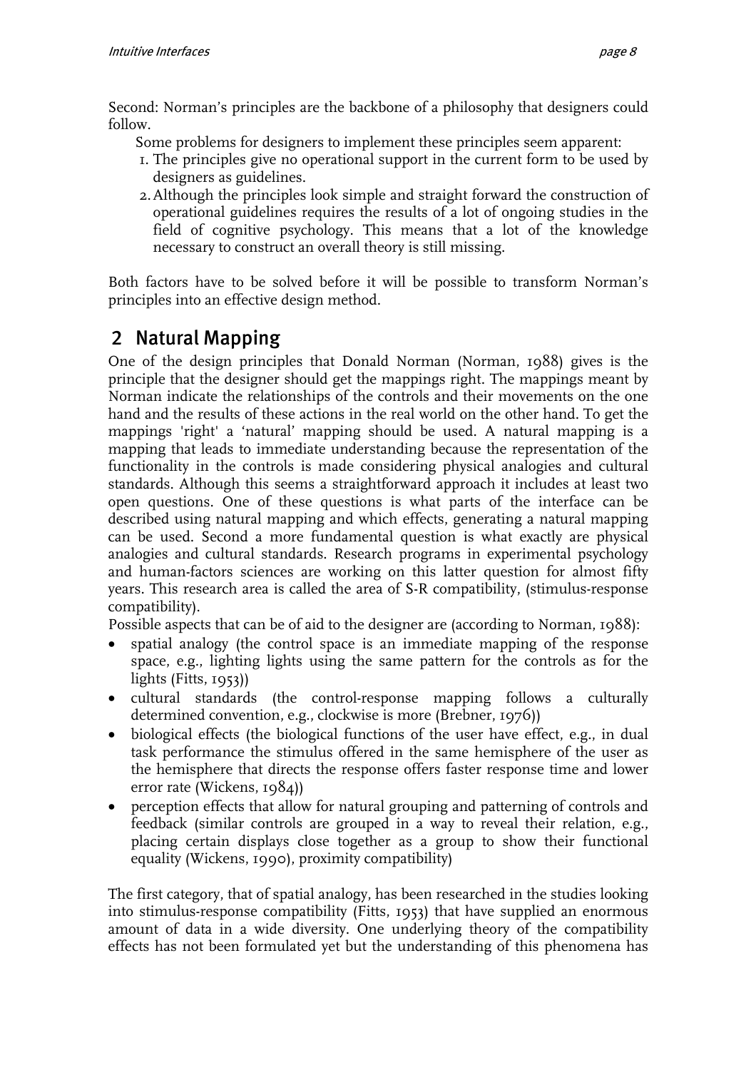Second: Norman's principles are the backbone of a philosophy that designers could follow.

Some problems for designers to implement these principles seem apparent:

1. The principles give no operational support in the current form to be used by designers as guidelines.
2. Although the principles look simple and straight forward the construction of operational guidelines requires the results of a lot of ongoing studies in the field of cognitive psychology. This means that a lot of the knowledge necessary to construct an overall theory is still missing.

Both factors have to be solved before it will be possible to transform Norman's principles into an effective design method.

## 2 Natural Mapping

One of the design principles that Donald Norman (Norman, 1988) gives is the principle that the designer should get the mappings right. The mappings meant by Norman indicate the relationships of the controls and their movements on the one hand and the results of these actions in the real world on the other hand. To get the mappings 'right' a 'natural' mapping should be used. A natural mapping is a mapping that leads to immediate understanding because the representation of the functionality in the controls is made considering physical analogies and cultural standards. Although this seems a straightforward approach it includes at least two open questions. One of these questions is what parts of the interface can be described using natural mapping and which effects, generating a natural mapping can be used. Second a more fundamental question is what exactly are physical analogies and cultural standards. Research programs in experimental psychology and human-factors sciences are working on this latter question for almost fifty years. This research area is called the area of S-R compatibility, (stimulus-response compatibility).

Possible aspects that can be of aid to the designer are (according to Norman, 1988):

- spatial analogy (the control space is an immediate mapping of the response space, e.g., lighting lights using the same pattern for the controls as for the lights (Fitts, 1953))
- cultural standards (the control-response mapping follows a culturally determined convention, e.g., clockwise is more (Brebner, 1976))
- biological effects (the biological functions of the user have effect, e.g., in dual task performance the stimulus offered in the same hemisphere of the user as the hemisphere that directs the response offers faster response time and lower error rate (Wickens, 1984))
- perception effects that allow for natural grouping and patterning of controls and feedback (similar controls are grouped in a way to reveal their relation, e.g., placing certain displays close together as a group to show their functional equality (Wickens, 1990), proximity compatibility)

The first category, that of spatial analogy, has been researched in the studies looking into stimulus-response compatibility (Fitts, 1953) that have supplied an enormous amount of data in a wide diversity. One underlying theory of the compatibility effects has not been formulated yet but the understanding of this phenomena has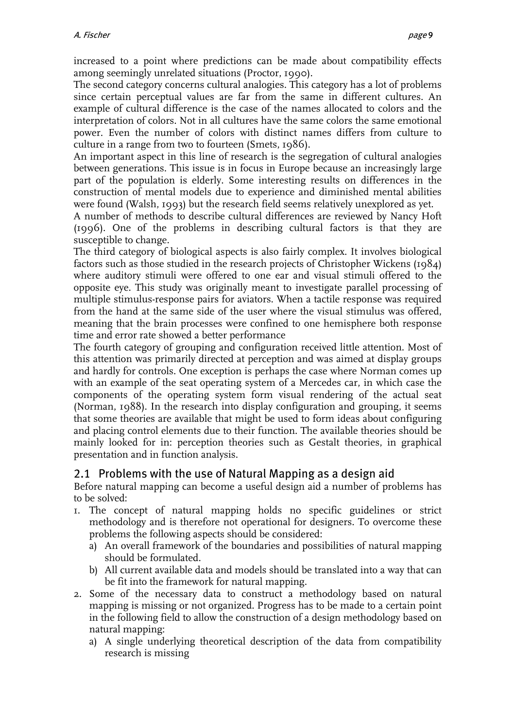increased to a point where predictions can be made about compatibility effects among seemingly unrelated situations (Proctor, 1990).

The second category concerns cultural analogies. This category has a lot of problems since certain perceptual values are far from the same in different cultures. An example of cultural difference is the case of the names allocated to colors and the interpretation of colors. Not in all cultures have the same colors the same emotional power. Even the number of colors with distinct names differs from culture to culture in a range from two to fourteen (Smets, 1986).

An important aspect in this line of research is the segregation of cultural analogies between generations. This issue is in focus in Europe because an increasingly large part of the population is elderly. Some interesting results on differences in the construction of mental models due to experience and diminished mental abilities were found (Walsh, 1993) but the research field seems relatively unexplored as yet.

A number of methods to describe cultural differences are reviewed by Nancy Hoft (1996). One of the problems in describing cultural factors is that they are susceptible to change.

The third category of biological aspects is also fairly complex. It involves biological factors such as those studied in the research projects of Christopher Wickens (1984) where auditory stimuli were offered to one ear and visual stimuli offered to the opposite eye. This study was originally meant to investigate parallel processing of multiple stimulus-response pairs for aviators. When a tactile response was required from the hand at the same side of the user where the visual stimulus was offered, meaning that the brain processes were confined to one hemisphere both response time and error rate showed a better performance

The fourth category of grouping and configuration received little attention. Most of this attention was primarily directed at perception and was aimed at display groups and hardly for controls. One exception is perhaps the case where Norman comes up with an example of the seat operating system of a Mercedes car, in which case the components of the operating system form visual rendering of the actual seat (Norman, 1988). In the research into display configuration and grouping, it seems that some theories are available that might be used to form ideas about configuring and placing control elements due to their function. The available theories should be mainly looked for in: perception theories such as Gestalt theories, in graphical presentation and in function analysis.

## 2.1 Problems with the use of Natural Mapping as a design aid

Before natural mapping can become a useful design aid a number of problems has to be solved:

1. The concept of natural mapping holds no specific guidelines or strict methodology and is therefore not operational for designers. To overcome these problems the following aspects should be considered:
   a) An overall framework of the boundaries and possibilities of natural mapping should be formulated.
   b) All current available data and models should be translated into a way that can be fit into the framework for natural mapping.
2. Some of the necessary data to construct a methodology based on natural mapping is missing or not organized. Progress has to be made to a certain point in the following field to allow the construction of a design methodology based on natural mapping:
   a) A single underlying theoretical description of the data from compatibility research is missing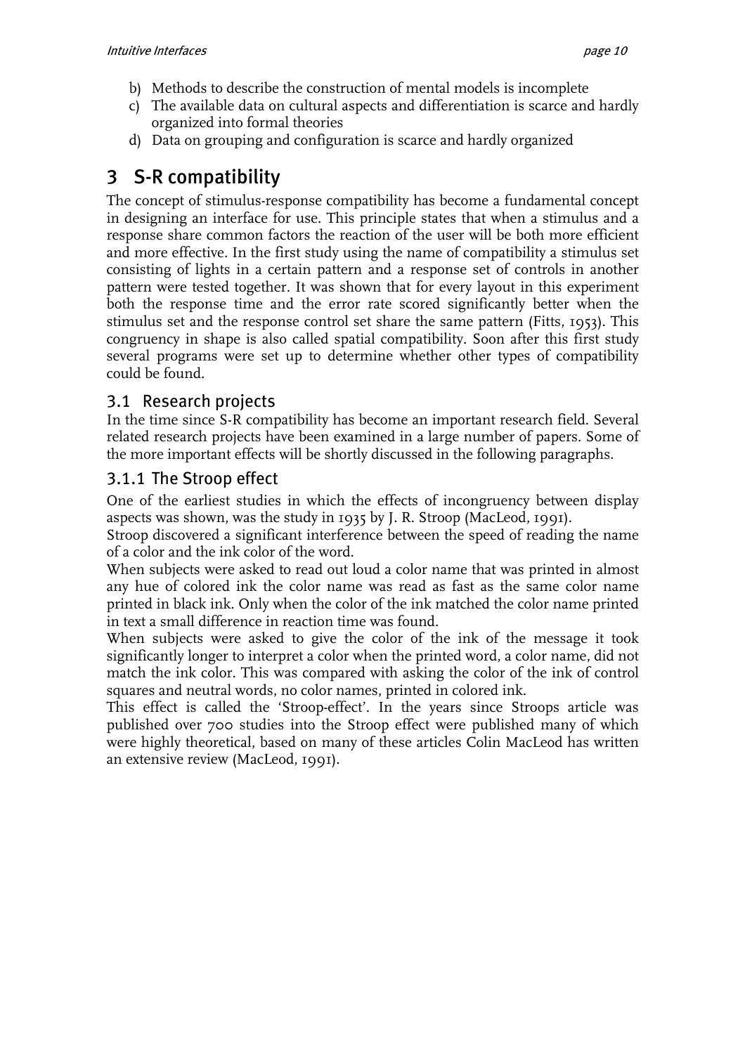b) Methods to describe the construction of mental models is incomplete
c) The available data on cultural aspects and differentiation is scarce and hardly organized into formal theories
d) Data on grouping and configuration is scarce and hardly organized

# 3 S-R compatibility

The concept of stimulus-response compatibility has become a fundamental concept in designing an interface for use. This principle states that when a stimulus and a response share common factors the reaction of the user will be both more efficient and more effective. In the first study using the name of compatibility a stimulus set consisting of lights in a certain pattern and a response set of controls in another pattern were tested together. It was shown that for every layout in this experiment both the response time and the error rate scored significantly better when the stimulus set and the response control set share the same pattern (Fitts, 1953). This congruency in shape is also called spatial compatibility. Soon after this first study several programs were set up to determine whether other types of compatibility could be found.

## 3.1 Research projects

In the time since S-R compatibility has become an important research field. Several related research projects have been examined in a large number of papers. Some of the more important effects will be shortly discussed in the following paragraphs.

### 3.1.1 The Stroop effect

One of the earliest studies in which the effects of incongruency between display aspects was shown, was the study in 1935 by J. R. Stroop (MacLeod, 1991).

Stroop discovered a significant interference between the speed of reading the name of a color and the ink color of the word.

When subjects were asked to read out loud a color name that was printed in almost any hue of colored ink the color name was read as fast as the same color name printed in black ink. Only when the color of the ink matched the color name printed in text a small difference in reaction time was found.

When subjects were asked to give the color of the ink of the message it took significantly longer to interpret a color when the printed word, a color name, did not match the ink color. This was compared with asking the color of the ink of control squares and neutral words, no color names, printed in colored ink.

This effect is called the 'Stroop-effect'. In the years since Stroops article was published over 700 studies into the Stroop effect were published many of which were highly theoretical, based on many of these articles Colin MacLeod has written an extensive review (MacLeod, 1991).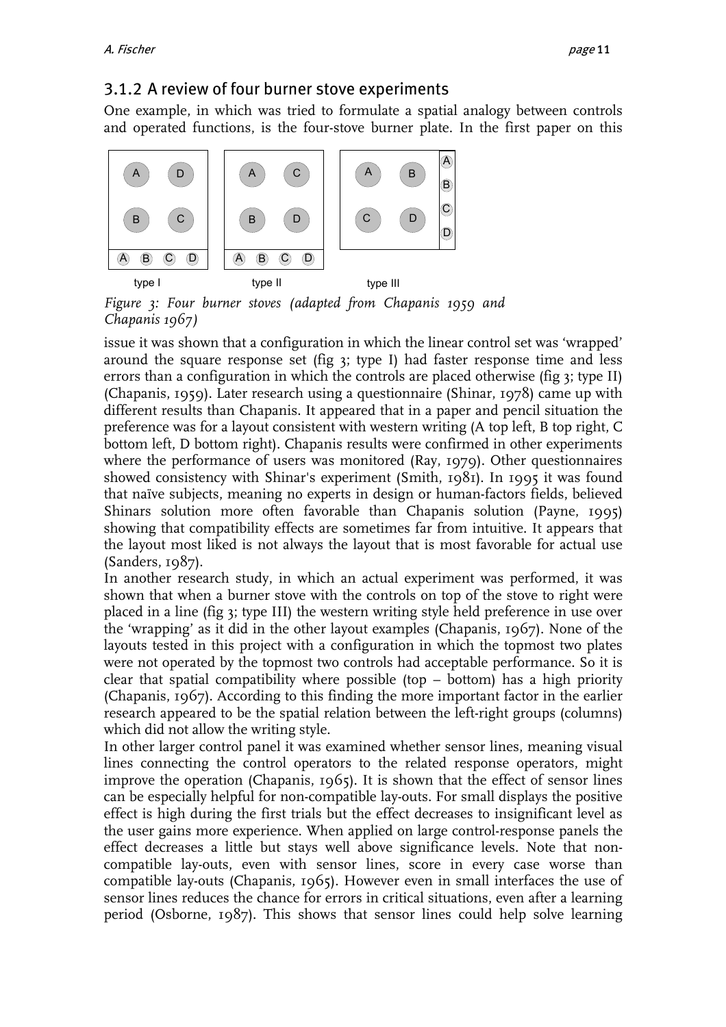### 3.1.2 A review of four burner stove experiments

One example, in which was tried to formulate a spatial analogy between controls and operated functions, is the four-stove burner plate. In the first paper on this

*Figure 3: Four burner stoves (adapted from Chapanis 1959 and Chapanis 1967)*

issue it was shown that a configuration in which the linear control set was 'wrapped' around the square response set (fig 3; type I) had faster response time and less errors than a configuration in which the controls are placed otherwise (fig 3; type II) (Chapanis, 1959). Later research using a questionnaire (Shinar, 1978) came up with different results than Chapanis. It appeared that in a paper and pencil situation the preference was for a layout consistent with western writing (A top left, B top right, C bottom left, D bottom right). Chapanis results were confirmed in other experiments where the performance of users was monitored (Ray, 1979). Other questionnaires showed consistency with Shinar's experiment (Smith, 1981). In 1995 it was found that naïve subjects, meaning no experts in design or human-factors fields, believed Shinars solution more often favorable than Chapanis solution (Payne, 1995) showing that compatibility effects are sometimes far from intuitive. It appears that the layout most liked is not always the layout that is most favorable for actual use (Sanders, 1987).

In another research study, in which an actual experiment was performed, it was shown that when a burner stove with the controls on top of the stove to right were placed in a line (fig 3; type III) the western writing style held preference in use over the 'wrapping' as it did in the other layout examples (Chapanis, 1967). None of the layouts tested in this project with a configuration in which the topmost two plates were not operated by the topmost two controls had acceptable performance. So it is clear that spatial compatibility where possible (top – bottom) has a high priority (Chapanis, 1967). According to this finding the more important factor in the earlier research appeared to be the spatial relation between the left-right groups (columns) which did not allow the writing style.

In other larger control panel it was examined whether sensor lines, meaning visual lines connecting the control operators to the related response operators, might improve the operation (Chapanis, 1965). It is shown that the effect of sensor lines can be especially helpful for non-compatible lay-outs. For small displays the positive effect is high during the first trials but the effect decreases to insignificant level as the user gains more experience. When applied on large control-response panels the effect decreases a little but stays well above significance levels. Note that non-compatible lay-outs, even with sensor lines, score in every case worse than compatible lay-outs (Chapanis, 1965). However even in small interfaces the use of sensor lines reduces the chance for errors in critical situations, even after a learning period (Osborne, 1987). This shows that sensor lines could help solve learning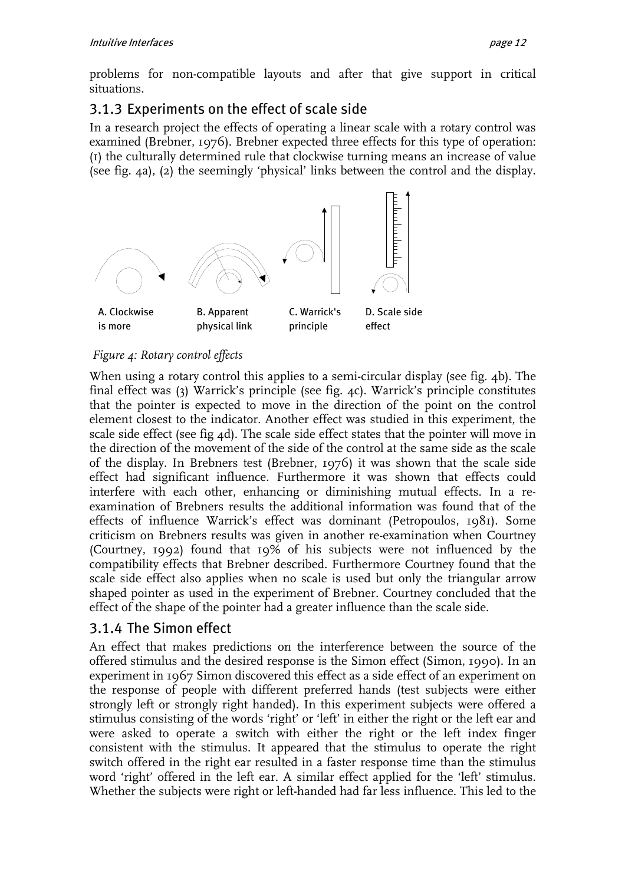problems for non-compatible layouts and after that give support in critical situations.

### 3.1.3 Experiments on the effect of scale side

In a research project the effects of operating a linear scale with a rotary control was examined (Brebner, 1976). Brebner expected three effects for this type of operation: (1) the culturally determined rule that clockwise turning means an increase of value (see fig. 4a), (2) the seemingly 'physical' links between the control and the display.

A. Clockwise is more    B. Apparent physical link    C. Warrick's principle    D. Scale side effect

*Figure 4: Rotary control effects*

When using a rotary control this applies to a semi-circular display (see fig. 4b). The final effect was (3) Warrick's principle (see fig. 4c). Warrick's principle constitutes that the pointer is expected to move in the direction of the point on the control element closest to the indicator. Another effect was studied in this experiment, the scale side effect (see fig 4d). The scale side effect states that the pointer will move in the direction of the movement of the side of the control at the same side as the scale of the display. In Brebners test (Brebner, 1976) it was shown that the scale side effect had significant influence. Furthermore it was shown that effects could interfere with each other, enhancing or diminishing mutual effects. In a re-examination of Brebners results the additional information was found that of the effects of influence Warrick's effect was dominant (Petropoulos, 1981). Some criticism on Brebners results was given in another re-examination when Courtney (Courtney, 1992) found that 19% of his subjects were not influenced by the compatibility effects that Brebner described. Furthermore Courtney found that the scale side effect also applies when no scale is used but only the triangular arrow shaped pointer as used in the experiment of Brebner. Courtney concluded that the effect of the shape of the pointer had a greater influence than the scale side.

### 3.1.4 The Simon effect

An effect that makes predictions on the interference between the source of the offered stimulus and the desired response is the Simon effect (Simon, 1990). In an experiment in 1967 Simon discovered this effect as a side effect of an experiment on the response of people with different preferred hands (test subjects were either strongly left or strongly right handed). In this experiment subjects were offered a stimulus consisting of the words 'right' or 'left' in either the right or the left ear and were asked to operate a switch with either the right or the left index finger consistent with the stimulus. It appeared that the stimulus to operate the right switch offered in the right ear resulted in a faster response time than the stimulus word 'right' offered in the left ear. A similar effect applied for the 'left' stimulus. Whether the subjects were right or left-handed had far less influence. This led to the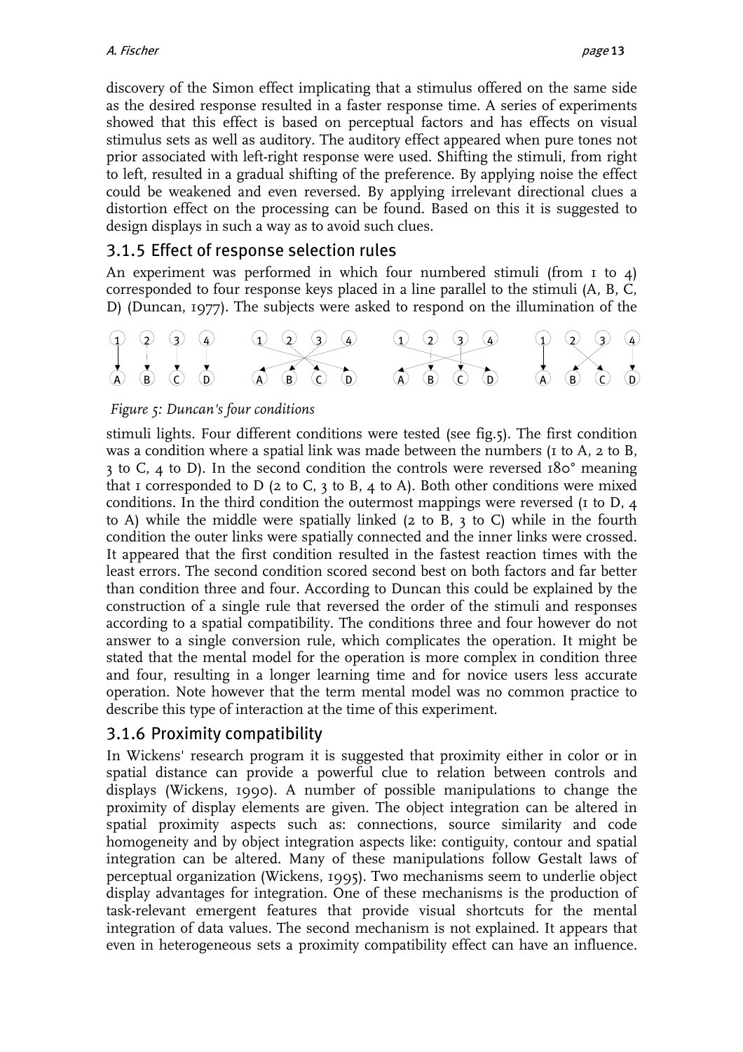discovery of the Simon effect implicating that a stimulus offered on the same side as the desired response resulted in a faster response time. A series of experiments showed that this effect is based on perceptual factors and has effects on visual stimulus sets as well as auditory. The auditory effect appeared when pure tones not prior associated with left-right response were used. Shifting the stimuli, from right to left, resulted in a gradual shifting of the preference. By applying noise the effect could be weakened and even reversed. By applying irrelevant directional clues a distortion effect on the processing can be found. Based on this it is suggested to design displays in such a way as to avoid such clues.

### 3.1.5 Effect of response selection rules

An experiment was performed in which four numbered stimuli (from 1 to 4) corresponded to four response keys placed in a line parallel to the stimuli (A, B, C, D) (Duncan, 1977). The subjects were asked to respond on the illumination of the stimuli lights. Four different conditions were tested (see fig.5). The first condition was a condition where a spatial link was made between the numbers (1 to A, 2 to B, 3 to C, 4 to D). In the second condition the controls were reversed 180° meaning that 1 corresponded to D (2 to C, 3 to B, 4 to A). Both other conditions were mixed conditions. In the third condition the outermost mappings were reversed (1 to D, 4 to A) while the middle were spatially linked (2 to B, 3 to C) while in the fourth condition the outer links were spatially connected and the inner links were crossed. It appeared that the first condition resulted in the fastest reaction times with the least errors. The second condition scored second best on both factors and far better than condition three and four. According to Duncan this could be explained by the construction of a single rule that reversed the order of the stimuli and responses according to a spatial compatibility. The conditions three and four however do not answer to a single conversion rule, which complicates the operation. It might be stated that the mental model for the operation is more complex in condition three and four, resulting in a longer learning time and for novice users less accurate operation. Note however that the term mental model was no common practice to describe this type of interaction at the time of this experiment.

*Figure 5: Duncan's four conditions*

### 3.1.6 Proximity compatibility

In Wickens' research program it is suggested that proximity either in color or in spatial distance can provide a powerful clue to relation between controls and displays (Wickens, 1990). A number of possible manipulations to change the proximity of display elements are given. The object integration can be altered in spatial proximity aspects such as: connections, source similarity and code homogeneity and by object integration aspects like: contiguity, contour and spatial integration can be altered. Many of these manipulations follow Gestalt laws of perceptual organization (Wickens, 1995). Two mechanisms seem to underlie object display advantages for integration. One of these mechanisms is the production of task-relevant emergent features that provide visual shortcuts for the mental integration of data values. The second mechanism is not explained. It appears that even in heterogeneous sets a proximity compatibility effect can have an influence.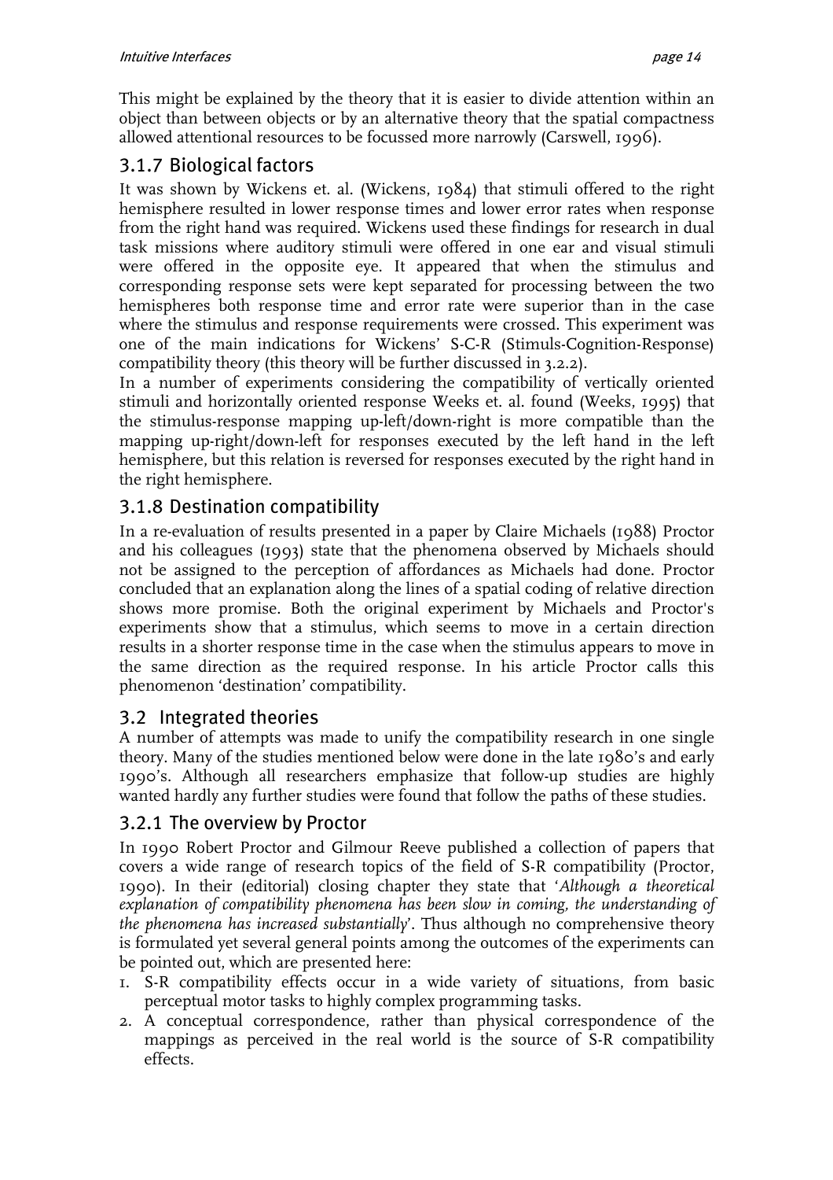This might be explained by the theory that it is easier to divide attention within an object than between objects or by an alternative theory that the spatial compactness allowed attentional resources to be focussed more narrowly (Carswell, 1996).

### 3.1.7 Biological factors

It was shown by Wickens et. al. (Wickens, 1984) that stimuli offered to the right hemisphere resulted in lower response times and lower error rates when response from the right hand was required. Wickens used these findings for research in dual task missions where auditory stimuli were offered in one ear and visual stimuli were offered in the opposite eye. It appeared that when the stimulus and corresponding response sets were kept separated for processing between the two hemispheres both response time and error rate were superior than in the case where the stimulus and response requirements were crossed. This experiment was one of the main indications for Wickens' S-C-R (Stimuls-Cognition-Response) compatibility theory (this theory will be further discussed in 3.2.2).

In a number of experiments considering the compatibility of vertically oriented stimuli and horizontally oriented response Weeks et. al. found (Weeks, 1995) that the stimulus-response mapping up-left/down-right is more compatible than the mapping up-right/down-left for responses executed by the left hand in the left hemisphere, but this relation is reversed for responses executed by the right hand in the right hemisphere.

### 3.1.8 Destination compatibility

In a re-evaluation of results presented in a paper by Claire Michaels (1988) Proctor and his colleagues (1993) state that the phenomena observed by Michaels should not be assigned to the perception of affordances as Michaels had done. Proctor concluded that an explanation along the lines of a spatial coding of relative direction shows more promise. Both the original experiment by Michaels and Proctor's experiments show that a stimulus, which seems to move in a certain direction results in a shorter response time in the case when the stimulus appears to move in the same direction as the required response. In his article Proctor calls this phenomenon 'destination' compatibility.

## 3.2 Integrated theories

A number of attempts was made to unify the compatibility research in one single theory. Many of the studies mentioned below were done in the late 1980's and early 1990's. Although all researchers emphasize that follow-up studies are highly wanted hardly any further studies were found that follow the paths of these studies.

### 3.2.1 The overview by Proctor

In 1990 Robert Proctor and Gilmour Reeve published a collection of papers that covers a wide range of research topics of the field of S-R compatibility (Proctor, 1990). In their (editorial) closing chapter they state that '*Although a theoretical explanation of compatibility phenomena has been slow in coming, the understanding of the phenomena has increased substantially*'. Thus although no comprehensive theory is formulated yet several general points among the outcomes of the experiments can be pointed out, which are presented here:

1. S-R compatibility effects occur in a wide variety of situations, from basic perceptual motor tasks to highly complex programming tasks.
2. A conceptual correspondence, rather than physical correspondence of the mappings as perceived in the real world is the source of S-R compatibility effects.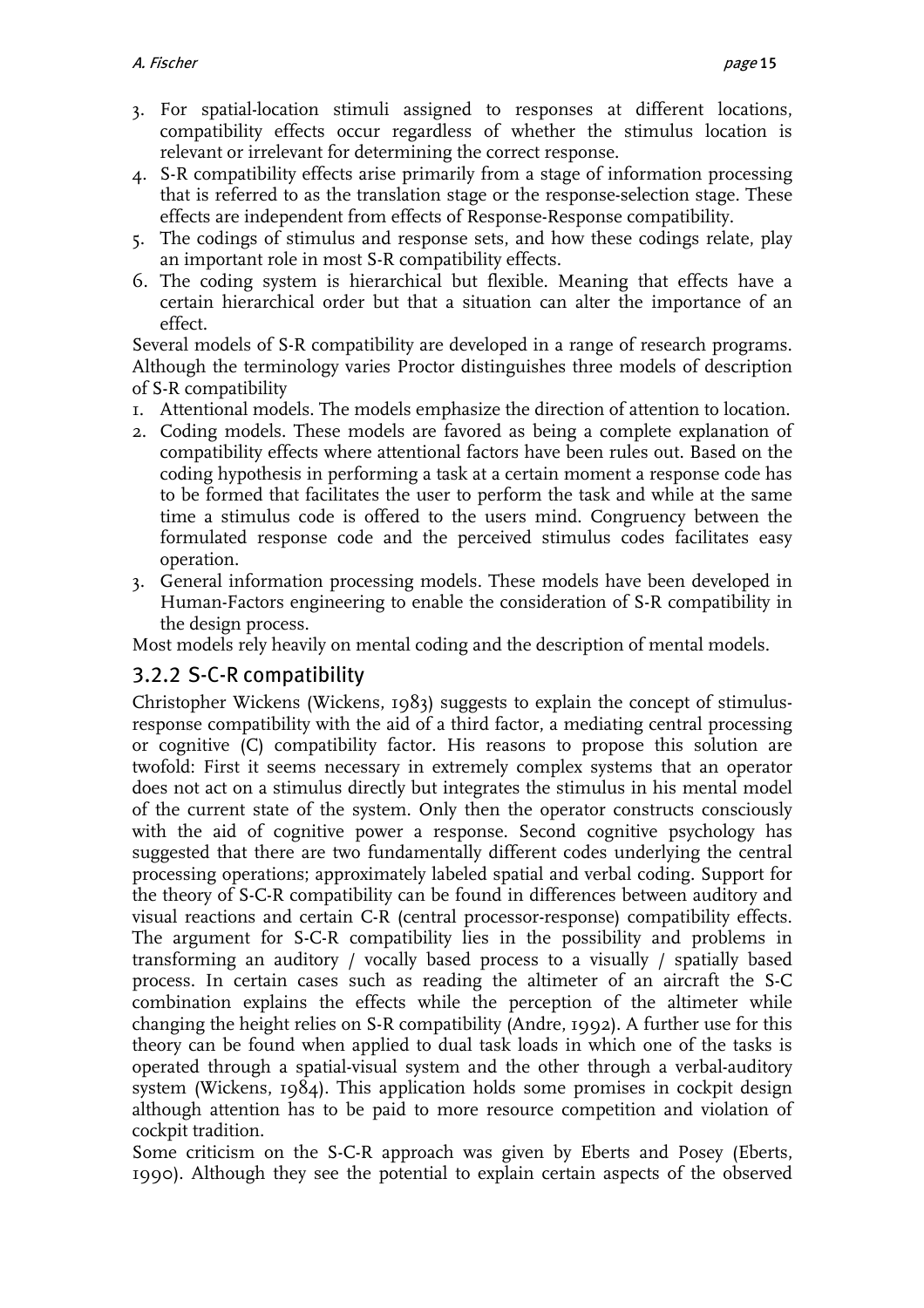3. For spatial-location stimuli assigned to responses at different locations, compatibility effects occur regardless of whether the stimulus location is relevant or irrelevant for determining the correct response.
4. S-R compatibility effects arise primarily from a stage of information processing that is referred to as the translation stage or the response-selection stage. These effects are independent from effects of Response-Response compatibility.
5. The codings of stimulus and response sets, and how these codings relate, play an important role in most S-R compatibility effects.
6. The coding system is hierarchical but flexible. Meaning that effects have a certain hierarchical order but that a situation can alter the importance of an effect.

Several models of S-R compatibility are developed in a range of research programs. Although the terminology varies Proctor distinguishes three models of description of S-R compatibility

1. Attentional models. The models emphasize the direction of attention to location.
2. Coding models. These models are favored as being a complete explanation of compatibility effects where attentional factors have been rules out. Based on the coding hypothesis in performing a task at a certain moment a response code has to be formed that facilitates the user to perform the task and while at the same time a stimulus code is offered to the users mind. Congruency between the formulated response code and the perceived stimulus codes facilitates easy operation.
3. General information processing models. These models have been developed in Human-Factors engineering to enable the consideration of S-R compatibility in the design process.

Most models rely heavily on mental coding and the description of mental models.

### 3.2.2 S-C-R compatibility

Christopher Wickens (Wickens, 1983) suggests to explain the concept of stimulus-response compatibility with the aid of a third factor, a mediating central processing or cognitive (C) compatibility factor. His reasons to propose this solution are twofold: First it seems necessary in extremely complex systems that an operator does not act on a stimulus directly but integrates the stimulus in his mental model of the current state of the system. Only then the operator constructs consciously with the aid of cognitive power a response. Second cognitive psychology has suggested that there are two fundamentally different codes underlying the central processing operations; approximately labeled spatial and verbal coding. Support for the theory of S-C-R compatibility can be found in differences between auditory and visual reactions and certain C-R (central processor-response) compatibility effects. The argument for S-C-R compatibility lies in the possibility and problems in transforming an auditory / vocally based process to a visually / spatially based process. In certain cases such as reading the altimeter of an aircraft the S-C combination explains the effects while the perception of the altimeter while changing the height relies on S-R compatibility (Andre, 1992). A further use for this theory can be found when applied to dual task loads in which one of the tasks is operated through a spatial-visual system and the other through a verbal-auditory system (Wickens, 1984). This application holds some promises in cockpit design although attention has to be paid to more resource competition and violation of cockpit tradition.

Some criticism on the S-C-R approach was given by Eberts and Posey (Eberts, 1990). Although they see the potential to explain certain aspects of the observed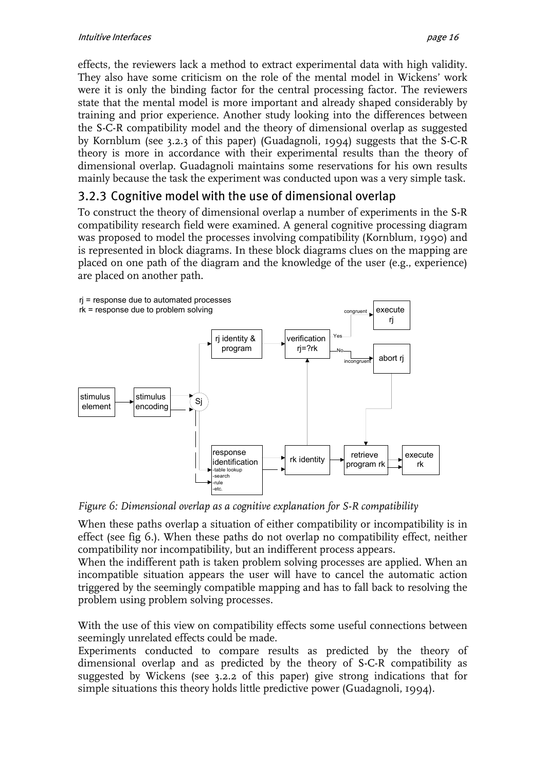effects, the reviewers lack a method to extract experimental data with high validity. They also have some criticism on the role of the mental model in Wickens' work were it is only the binding factor for the central processing factor. The reviewers state that the mental model is more important and already shaped considerably by training and prior experience. Another study looking into the differences between the S-C-R compatibility model and the theory of dimensional overlap as suggested by Kornblum (see 3.2.3 of this paper) (Guadagnoli, 1994) suggests that the S-C-R theory is more in accordance with their experimental results than the theory of dimensional overlap. Guadagnoli maintains some reservations for his own results mainly because the task the experiment was conducted upon was a very simple task.

### 3.2.3 Cognitive model with the use of dimensional overlap

To construct the theory of dimensional overlap a number of experiments in the S-R compatibility research field were examined. A general cognitive processing diagram was proposed to model the processes involving compatibility (Kornblum, 1990) and is represented in block diagrams. In these block diagrams clues on the mapping are placed on one path of the diagram and the knowledge of the user (e.g., experience) are placed on another path.

rj = response due to automated processes
rk = response due to problem solving

stimulus element → stimulus encoding → Sj → rj identity & program → verification rj=?rk → Yes (congruent) → execute rj; No (incongruent) → abort rj → retrieve program rk

Sj → response identification (-table lookup, -search, -rule, -etc.) → rk identity → retrieve program rk → execute rk

*Figure 6: Dimensional overlap as a cognitive explanation for S-R compatibility*

When these paths overlap a situation of either compatibility or incompatibility is in effect (see fig 6.). When these paths do not overlap no compatibility effect, neither compatibility nor incompatibility, but an indifferent process appears.
When the indifferent path is taken problem solving processes are applied. When an incompatible situation appears the user will have to cancel the automatic action triggered by the seemingly compatible mapping and has to fall back to resolving the problem using problem solving processes.

With the use of this view on compatibility effects some useful connections between seemingly unrelated effects could be made.
Experiments conducted to compare results as predicted by the theory of dimensional overlap and as predicted by the theory of S-C-R compatibility as suggested by Wickens (see 3.2.2 of this paper) give strong indications that for simple situations this theory holds little predictive power (Guadagnoli, 1994).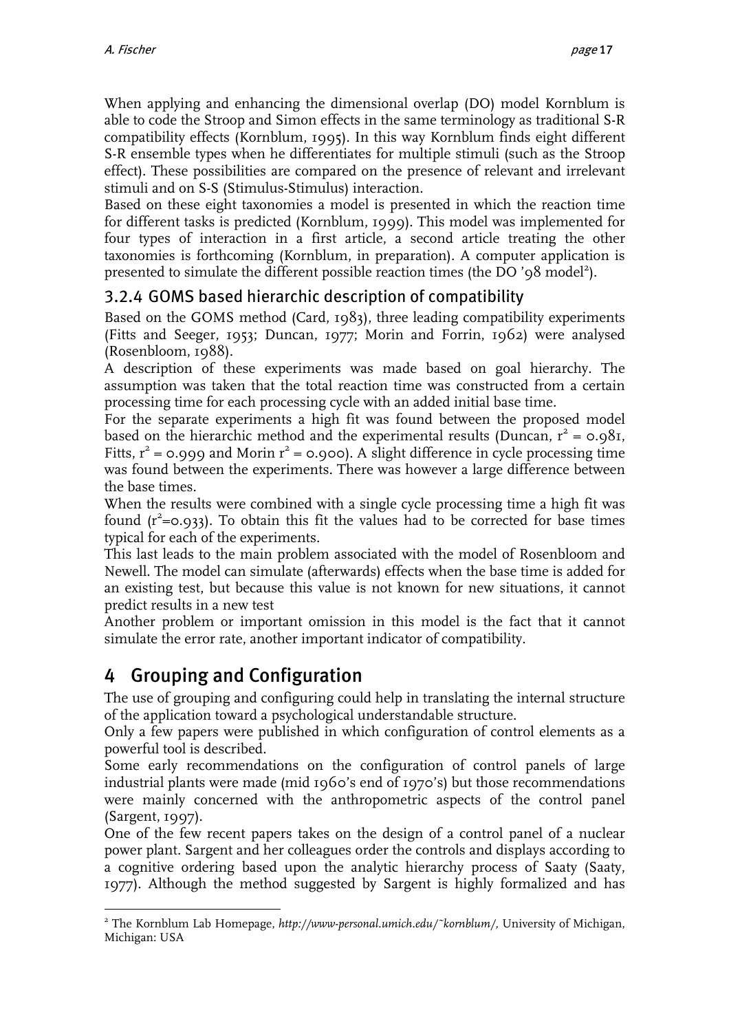When applying and enhancing the dimensional overlap (DO) model Kornblum is able to code the Stroop and Simon effects in the same terminology as traditional S-R compatibility effects (Kornblum, 1995). In this way Kornblum finds eight different S-R ensemble types when he differentiates for multiple stimuli (such as the Stroop effect). These possibilities are compared on the presence of relevant and irrelevant stimuli and on S-S (Stimulus-Stimulus) interaction.

Based on these eight taxonomies a model is presented in which the reaction time for different tasks is predicted (Kornblum, 1999). This model was implemented for four types of interaction in a first article, a second article treating the other taxonomies is forthcoming (Kornblum, in preparation). A computer application is presented to simulate the different possible reaction times (the DO '98 model[2]).

### 3.2.4 GOMS based hierarchic description of compatibility

Based on the GOMS method (Card, 1983), three leading compatibility experiments (Fitts and Seeger, 1953; Duncan, 1977; Morin and Forrin, 1962) were analysed (Rosenbloom, 1988).

A description of these experiments was made based on goal hierarchy. The assumption was taken that the total reaction time was constructed from a certain processing time for each processing cycle with an added initial base time.

For the separate experiments a high fit was found between the proposed model based on the hierarchic method and the experimental results (Duncan, $r^2 = 0.981$, Fitts, $r^2 = 0.999$ and Morin $r^2 = 0.900$). A slight difference in cycle processing time was found between the experiments. There was however a large difference between the base times.

When the results were combined with a single cycle processing time a high fit was found ($r^2=0.933$). To obtain this fit the values had to be corrected for base times typical for each of the experiments.

This last leads to the main problem associated with the model of Rosenbloom and Newell. The model can simulate (afterwards) effects when the base time is added for an existing test, but because this value is not known for new situations, it cannot predict results in a new test

Another problem or important omission in this model is the fact that it cannot simulate the error rate, another important indicator of compatibility.

# 4 Grouping and Configuration

The use of grouping and configuring could help in translating the internal structure of the application toward a psychological understandable structure.

Only a few papers were published in which configuration of control elements as a powerful tool is described.

Some early recommendations on the configuration of control panels of large industrial plants were made (mid 1960's end of 1970's) but those recommendations were mainly concerned with the anthropometric aspects of the control panel (Sargent, 1997).

One of the few recent papers takes on the design of a control panel of a nuclear power plant. Sargent and her colleagues order the controls and displays according to a cognitive ordering based upon the analytic hierarchy process of Saaty (Saaty, 1977). Although the method suggested by Sargent is highly formalized and has

---

[2] The Kornblum Lab Homepage, *http://www-personal.umich.edu/~kornblum/*, University of Michigan, Michigan: USA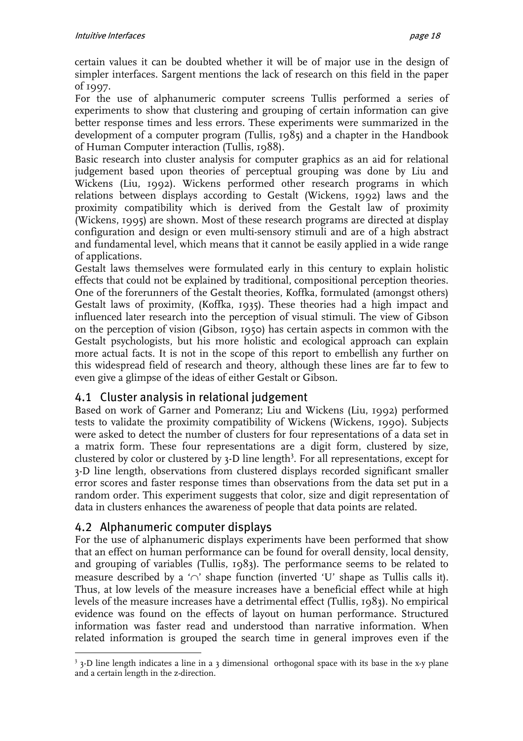certain values it can be doubted whether it will be of major use in the design of simpler interfaces. Sargent mentions the lack of research on this field in the paper of 1997.

For the use of alphanumeric computer screens Tullis performed a series of experiments to show that clustering and grouping of certain information can give better response times and less errors. These experiments were summarized in the development of a computer program (Tullis, 1985) and a chapter in the Handbook of Human Computer interaction (Tullis, 1988).

Basic research into cluster analysis for computer graphics as an aid for relational judgement based upon theories of perceptual grouping was done by Liu and Wickens (Liu, 1992). Wickens performed other research programs in which relations between displays according to Gestalt (Wickens, 1992) laws and the proximity compatibility which is derived from the Gestalt law of proximity (Wickens, 1995) are shown. Most of these research programs are directed at display configuration and design or even multi-sensory stimuli and are of a high abstract and fundamental level, which means that it cannot be easily applied in a wide range of applications.

Gestalt laws themselves were formulated early in this century to explain holistic effects that could not be explained by traditional, compositional perception theories. One of the forerunners of the Gestalt theories, Koffka, formulated (amongst others) Gestalt laws of proximity, (Koffka, 1935). These theories had a high impact and influenced later research into the perception of visual stimuli. The view of Gibson on the perception of vision (Gibson, 1950) has certain aspects in common with the Gestalt psychologists, but his more holistic and ecological approach can explain more actual facts. It is not in the scope of this report to embellish any further on this widespread field of research and theory, although these lines are far to few to even give a glimpse of the ideas of either Gestalt or Gibson.

## 4.1 Cluster analysis in relational judgement

Based on work of Garner and Pomeranz; Liu and Wickens (Liu, 1992) performed tests to validate the proximity compatibility of Wickens (Wickens, 1990). Subjects were asked to detect the number of clusters for four representations of a data set in a matrix form. These four representations are a digit form, clustered by size, clustered by color or clustered by 3-D line length[3]. For all representations, except for 3-D line length, observations from clustered displays recorded significant smaller error scores and faster response times than observations from the data set put in a random order. This experiment suggests that color, size and digit representation of data in clusters enhances the awareness of people that data points are related.

## 4.2 Alphanumeric computer displays

For the use of alphanumeric displays experiments have been performed that show that an effect on human performance can be found for overall density, local density, and grouping of variables (Tullis, 1983). The performance seems to be related to measure described by a '$\cap$' shape function (inverted 'U' shape as Tullis calls it). Thus, at low levels of the measure increases have a beneficial effect while at high levels of the measure increases have a detrimental effect (Tullis, 1983). No empirical evidence was found on the effects of layout on human performance. Structured information was faster read and understood than narrative information. When related information is grouped the search time in general improves even if the

[3] 3-D line length indicates a line in a 3 dimensional orthogonal space with its base in the x-y plane and a certain length in the z-direction.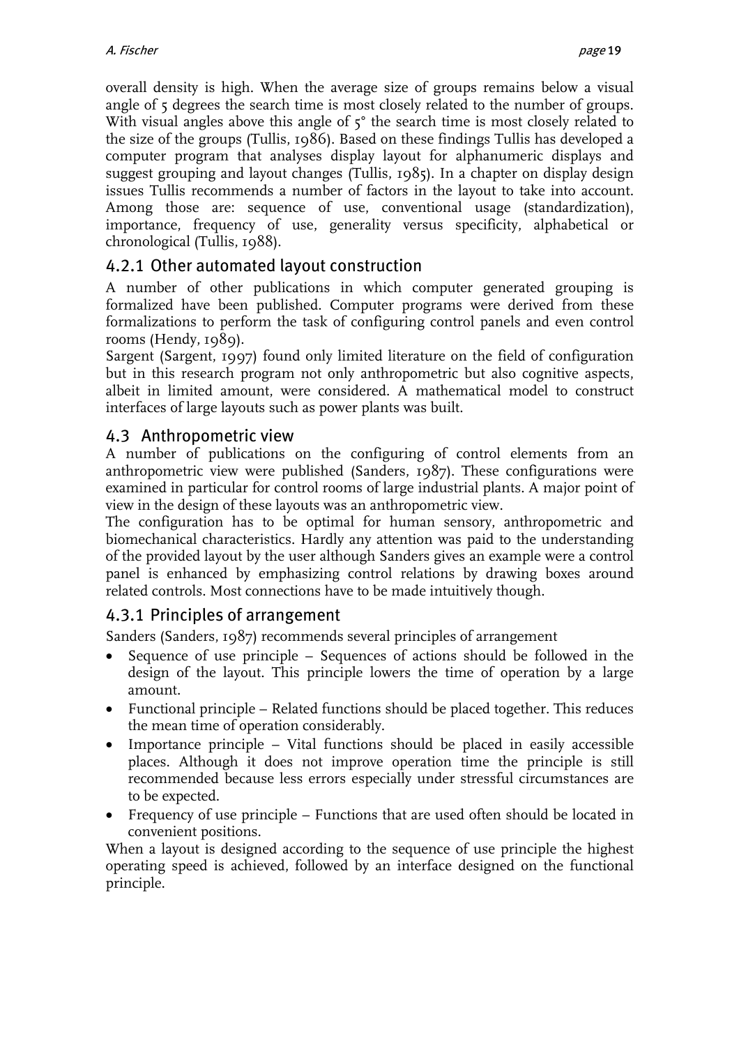overall density is high. When the average size of groups remains below a visual angle of 5 degrees the search time is most closely related to the number of groups. With visual angles above this angle of 5° the search time is most closely related to the size of the groups (Tullis, 1986). Based on these findings Tullis has developed a computer program that analyses display layout for alphanumeric displays and suggest grouping and layout changes (Tullis, 1985). In a chapter on display design issues Tullis recommends a number of factors in the layout to take into account. Among those are: sequence of use, conventional usage (standardization), importance, frequency of use, generality versus specificity, alphabetical or chronological (Tullis, 1988).

### 4.2.1 Other automated layout construction

A number of other publications in which computer generated grouping is formalized have been published. Computer programs were derived from these formalizations to perform the task of configuring control panels and even control rooms (Hendy, 1989).

Sargent (Sargent, 1997) found only limited literature on the field of configuration but in this research program not only anthropometric but also cognitive aspects, albeit in limited amount, were considered. A mathematical model to construct interfaces of large layouts such as power plants was built.

## 4.3 Anthropometric view

A number of publications on the configuring of control elements from an anthropometric view were published (Sanders, 1987). These configurations were examined in particular for control rooms of large industrial plants. A major point of view in the design of these layouts was an anthropometric view.

The configuration has to be optimal for human sensory, anthropometric and biomechanical characteristics. Hardly any attention was paid to the understanding of the provided layout by the user although Sanders gives an example were a control panel is enhanced by emphasizing control relations by drawing boxes around related controls. Most connections have to be made intuitively though.

### 4.3.1 Principles of arrangement

Sanders (Sanders, 1987) recommends several principles of arrangement

- Sequence of use principle – Sequences of actions should be followed in the design of the layout. This principle lowers the time of operation by a large amount.
- Functional principle – Related functions should be placed together. This reduces the mean time of operation considerably.
- Importance principle – Vital functions should be placed in easily accessible places. Although it does not improve operation time the principle is still recommended because less errors especially under stressful circumstances are to be expected.
- Frequency of use principle – Functions that are used often should be located in convenient positions.

When a layout is designed according to the sequence of use principle the highest operating speed is achieved, followed by an interface designed on the functional principle.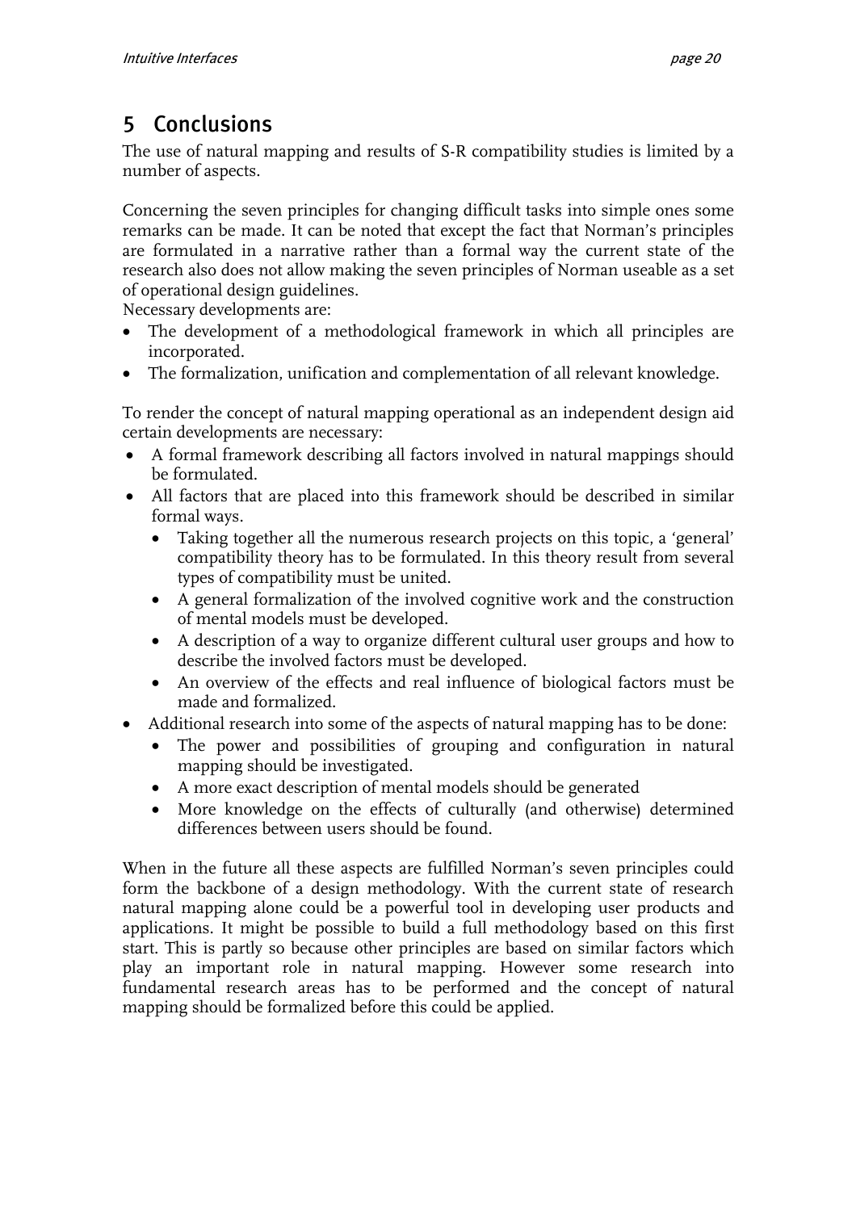# 5 Conclusions

The use of natural mapping and results of S-R compatibility studies is limited by a number of aspects.

Concerning the seven principles for changing difficult tasks into simple ones some remarks can be made. It can be noted that except the fact that Norman's principles are formulated in a narrative rather than a formal way the current state of the research also does not allow making the seven principles of Norman useable as a set of operational design guidelines.
Necessary developments are:

- The development of a methodological framework in which all principles are incorporated.
- The formalization, unification and complementation of all relevant knowledge.

To render the concept of natural mapping operational as an independent design aid certain developments are necessary:

- A formal framework describing all factors involved in natural mappings should be formulated.
- All factors that are placed into this framework should be described in similar formal ways.
    - Taking together all the numerous research projects on this topic, a 'general' compatibility theory has to be formulated. In this theory result from several types of compatibility must be united.
    - A general formalization of the involved cognitive work and the construction of mental models must be developed.
    - A description of a way to organize different cultural user groups and how to describe the involved factors must be developed.
    - An overview of the effects and real influence of biological factors must be made and formalized.
- Additional research into some of the aspects of natural mapping has to be done:
    - The power and possibilities of grouping and configuration in natural mapping should be investigated.
    - A more exact description of mental models should be generated
    - More knowledge on the effects of culturally (and otherwise) determined differences between users should be found.

When in the future all these aspects are fulfilled Norman's seven principles could form the backbone of a design methodology. With the current state of research natural mapping alone could be a powerful tool in developing user products and applications. It might be possible to build a full methodology based on this first start. This is partly so because other principles are based on similar factors which play an important role in natural mapping. However some research into fundamental research areas has to be performed and the concept of natural mapping should be formalized before this could be applied.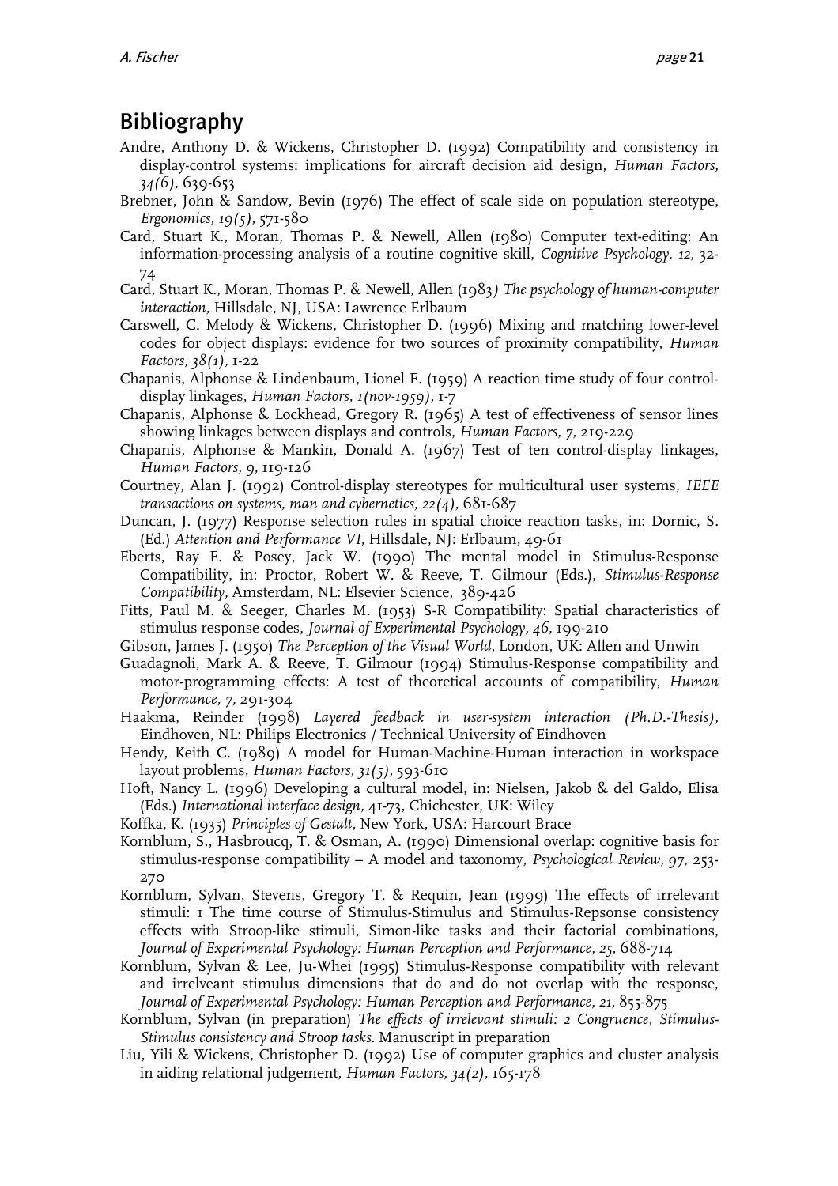## Bibliography

Andre, Anthony D. & Wickens, Christopher D. (1992) Compatibility and consistency in display-control systems: implications for aircraft decision aid design, *Human Factors, 34(6),* 639-653

Brebner, John & Sandow, Bevin (1976) The effect of scale side on population stereotype, *Ergonomics, 19(5),* 571-580

Card, Stuart K., Moran, Thomas P. & Newell, Allen (1980) Computer text-editing: An information-processing analysis of a routine cognitive skill, *Cognitive Psychology, 12,* 32-74

Card, Stuart K., Moran, Thomas P. & Newell, Allen (1983*) The psychology of human-computer interaction,* Hillsdale, NJ, USA: Lawrence Erlbaum

Carswell, C. Melody & Wickens, Christopher D. (1996) Mixing and matching lower-level codes for object displays: evidence for two sources of proximity compatibility, *Human Factors, 38(1),* 1-22

Chapanis, Alphonse & Lindenbaum, Lionel E. (1959) A reaction time study of four control-display linkages, *Human Factors, 1(nov-1959),* 1-7

Chapanis, Alphonse & Lockhead, Gregory R. (1965) A test of effectiveness of sensor lines showing linkages between displays and controls, *Human Factors, 7,* 219-229

Chapanis, Alphonse & Mankin, Donald A. (1967) Test of ten control-display linkages, *Human Factors, 9,* 119-126

Courtney, Alan J. (1992) Control-display stereotypes for multicultural user systems, *IEEE transactions on systems, man and cybernetics, 22(4),* 681-687

Duncan, J. (1977) Response selection rules in spatial choice reaction tasks, in: Dornic, S. (Ed.) *Attention and Performance VI,* Hillsdale, NJ: Erlbaum, 49-61

Eberts, Ray E. & Posey, Jack W. (1990) The mental model in Stimulus-Response Compatibility, in: Proctor, Robert W. & Reeve, T. Gilmour (Eds.), *Stimulus-Response Compatibility,* Amsterdam, NL: Elsevier Science, 389-426

Fitts, Paul M. & Seeger, Charles M. (1953) S-R Compatibility: Spatial characteristics of stimulus response codes, *Journal of Experimental Psychology, 46,* 199-210

Gibson, James J. (1950) *The Perception of the Visual World,* London, UK: Allen and Unwin

Guadagnoli, Mark A. & Reeve, T. Gilmour (1994) Stimulus-Response compatibility and motor-programming effects: A test of theoretical accounts of compatibility, *Human Performance, 7,* 291-304

Haakma, Reinder (1998) *Layered feedback in user-system interaction (Ph.D.-Thesis),* Eindhoven, NL: Philips Electronics / Technical University of Eindhoven

Hendy, Keith C. (1989) A model for Human-Machine-Human interaction in workspace layout problems, *Human Factors, 31(5),* 593-610

Hoft, Nancy L. (1996) Developing a cultural model, in: Nielsen, Jakob & del Galdo, Elisa (Eds.) *International interface design,* 41-73, Chichester, UK: Wiley

Koffka, K. (1935) *Principles of Gestalt,* New York, USA: Harcourt Brace

Kornblum, S., Hasbroucq, T. & Osman, A. (1990) Dimensional overlap: cognitive basis for stimulus-response compatibility – A model and taxonomy, *Psychological Review, 97,* 253-270

Kornblum, Sylvan, Stevens, Gregory T. & Requin, Jean (1999) The effects of irrelevant stimuli: 1 The time course of Stimulus-Stimulus and Stimulus-Repsonse consistency effects with Stroop-like stimuli, Simon-like tasks and their factorial combinations, *Journal of Experimental Psychology: Human Perception and Performance, 25,* 688-714

Kornblum, Sylvan & Lee, Ju-Whei (1995) Stimulus-Response compatibility with relevant and irrelveant stimulus dimensions that do and do not overlap with the response, *Journal of Experimental Psychology: Human Perception and Performance, 21,* 855-875

Kornblum, Sylvan (in preparation) *The effects of irrelevant stimuli: 2 Congruence, Stimulus-Stimulus consistency and Stroop tasks.* Manuscript in preparation

Liu, Yili & Wickens, Christopher D. (1992) Use of computer graphics and cluster analysis in aiding relational judgement, *Human Factors, 34(2),* 165-178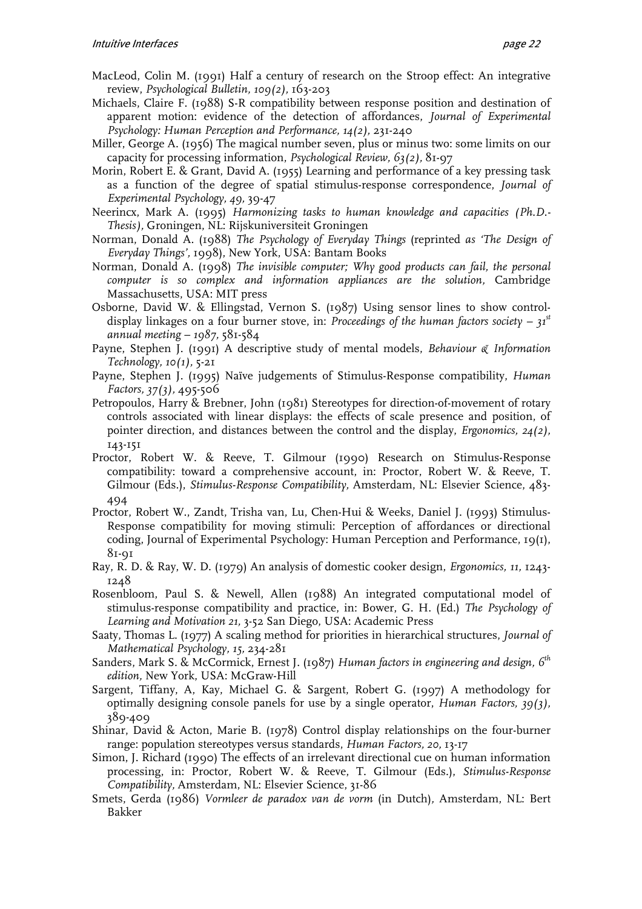MacLeod, Colin M. (1991) Half a century of research on the Stroop effect: An integrative review, *Psychological Bulletin, 109(2),* 163-203

Michaels, Claire F. (1988) S-R compatibility between response position and destination of apparent motion: evidence of the detection of affordances, *Journal of Experimental Psychology: Human Perception and Performance, 14(2),* 231-240

Miller, George A. (1956) The magical number seven, plus or minus two: some limits on our capacity for processing information, *Psychological Review, 63(2),* 81-97

Morin, Robert E. & Grant, David A. (1955) Learning and performance of a key pressing task as a function of the degree of spatial stimulus-response correspondence, *Journal of Experimental Psychology, 49,* 39-47

Neerincx, Mark A. (1995) *Harmonizing tasks to human knowledge and capacities (Ph.D.-Thesis),* Groningen, NL: Rijksuniversiteit Groningen

Norman, Donald A. (1988) *The Psychology of Everyday Things* (reprinted *as 'The Design of Everyday Things',* 1998), New York, USA: Bantam Books

Norman, Donald A. (1998) *The invisible computer; Why good products can fail, the personal computer is so complex and information appliances are the solution,* Cambridge Massachusetts, USA: MIT press

Osborne, David W. & Ellingstad, Vernon S. (1987) Using sensor lines to show control-display linkages on a four burner stove, in: *Proceedings of the human factors society – 31st annual meeting – 1987,* 581-584

Payne, Stephen J. (1991) A descriptive study of mental models, *Behaviour & Information Technology, 10(1),* 5-21

Payne, Stephen J. (1995) Naïve judgements of Stimulus-Response compatibility, *Human Factors, 37(3),* 495-506

Petropoulos, Harry & Brebner, John (1981) Stereotypes for direction-of-movement of rotary controls associated with linear displays: the effects of scale presence and position, of pointer direction, and distances between the control and the display, *Ergonomics, 24(2),* 143-151

Proctor, Robert W. & Reeve, T. Gilmour (1990) Research on Stimulus-Response compatibility: toward a comprehensive account, in: Proctor, Robert W. & Reeve, T. Gilmour (Eds.), *Stimulus-Response Compatibility,* Amsterdam, NL: Elsevier Science, 483-494

Proctor, Robert W., Zandt, Trisha van, Lu, Chen-Hui & Weeks, Daniel J. (1993) Stimulus-Response compatibility for moving stimuli: Perception of affordances or directional coding, Journal of Experimental Psychology: Human Perception and Performance, 19(1), 81-91

Ray, R. D. & Ray, W. D. (1979) An analysis of domestic cooker design, *Ergonomics, 11,* 1243-1248

Rosenbloom, Paul S. & Newell, Allen (1988) An integrated computational model of stimulus-response compatibility and practice, in: Bower, G. H. (Ed.) *The Psychology of Learning and Motivation 21,* 3-52 San Diego, USA: Academic Press

Saaty, Thomas L. (1977) A scaling method for priorities in hierarchical structures, *Journal of Mathematical Psychology, 15,* 234-281

Sanders, Mark S. & McCormick, Ernest J. (1987) *Human factors in engineering and design, 6th edition,* New York, USA: McGraw-Hill

Sargent, Tiffany, A, Kay, Michael G. & Sargent, Robert G. (1997) A methodology for optimally designing console panels for use by a single operator, *Human Factors, 39(3),* 389-409

Shinar, David & Acton, Marie B. (1978) Control display relationships on the four-burner range: population stereotypes versus standards, *Human Factors, 20,* 13-17

Simon, J. Richard (1990) The effects of an irrelevant directional cue on human information processing, in: Proctor, Robert W. & Reeve, T. Gilmour (Eds.), *Stimulus-Response Compatibility,* Amsterdam, NL: Elsevier Science, 31-86

Smets, Gerda (1986) *Vormleer de paradox van de vorm* (in Dutch), Amsterdam, NL: Bert Bakker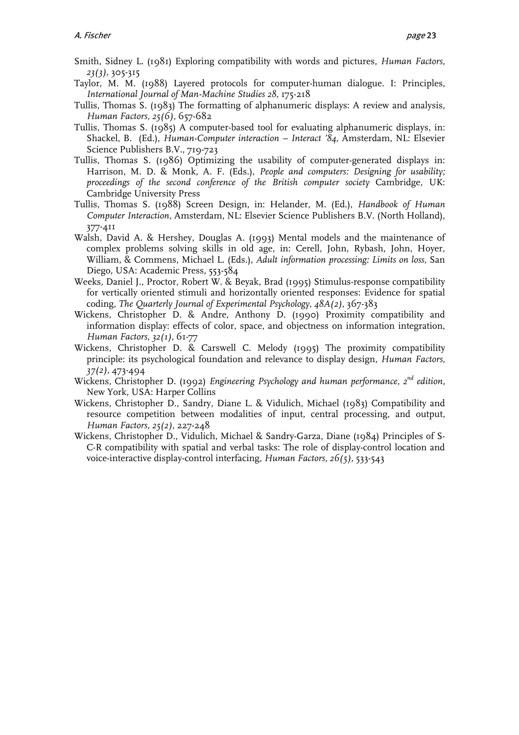Smith, Sidney L. (1981) Exploring compatibility with words and pictures, *Human Factors, 23(3),* 305-315

Taylor, M. M. (1988) Layered protocols for computer-human dialogue. I: Principles, *International Journal of Man-Machine Studies 28,* 175-218

Tullis, Thomas S. (1983) The formatting of alphanumeric displays: A review and analysis, *Human Factors, 25(6),* 657-682

Tullis, Thomas S. (1985) A computer-based tool for evaluating alphanumeric displays, in: Shackel, B. (Ed.), *Human-Computer interaction – Interact '84,* Amsterdam, NL: Elsevier Science Publishers B.V., 719-723

Tullis, Thomas S. (1986) Optimizing the usability of computer-generated displays in: Harrison, M. D. & Monk, A. F. (Eds.), *People and computers: Designing for usability; proceedings of the second conference of the British computer society* Cambridge, UK: Cambridge University Press

Tullis, Thomas S. (1988) Screen Design, in: Helander, M. (Ed.), *Handbook of Human Computer Interaction,* Amsterdam, NL: Elsevier Science Publishers B.V. (North Holland), 377-411

Walsh, David A. & Hershey, Douglas A. (1993) Mental models and the maintenance of complex problems solving skills in old age, in: Cerell, John, Rybash, John, Hoyer, William, & Commens, Michael L. (Eds.), *Adult information processing: Limits on loss,* San Diego, USA: Academic Press, 553-584

Weeks, Daniel J., Proctor, Robert W. & Beyak, Brad (1995) Stimulus-response compatibility for vertically oriented stimuli and horizontally oriented responses: Evidence for spatial coding, *The Quarterly Journal of Experimental Psychology, 48A(2),* 367-383

Wickens, Christopher D. & Andre, Anthony D. (1990) Proximity compatibility and information display: effects of color, space, and objectness on information integration, *Human Factors, 32(1),* 61-77

Wickens, Christopher D. & Carswell C. Melody (1995) The proximity compatibility principle: its psychological foundation and relevance to display design, *Human Factors, 37(2),* 473-494

Wickens, Christopher D. (1992) *Engineering Psychology and human performance, 2nd edition,* New York, USA: Harper Collins

Wickens, Christopher D., Sandry, Diane L. & Vidulich, Michael (1983) Compatibility and resource competition between modalities of input, central processing, and output, *Human Factors, 25(2),* 227-248

Wickens, Christopher D., Vidulich, Michael & Sandry-Garza, Diane (1984) Principles of S-C-R compatibility with spatial and verbal tasks: The role of display-control location and voice-interactive display-control interfacing, *Human Factors, 26(5),* 533-543